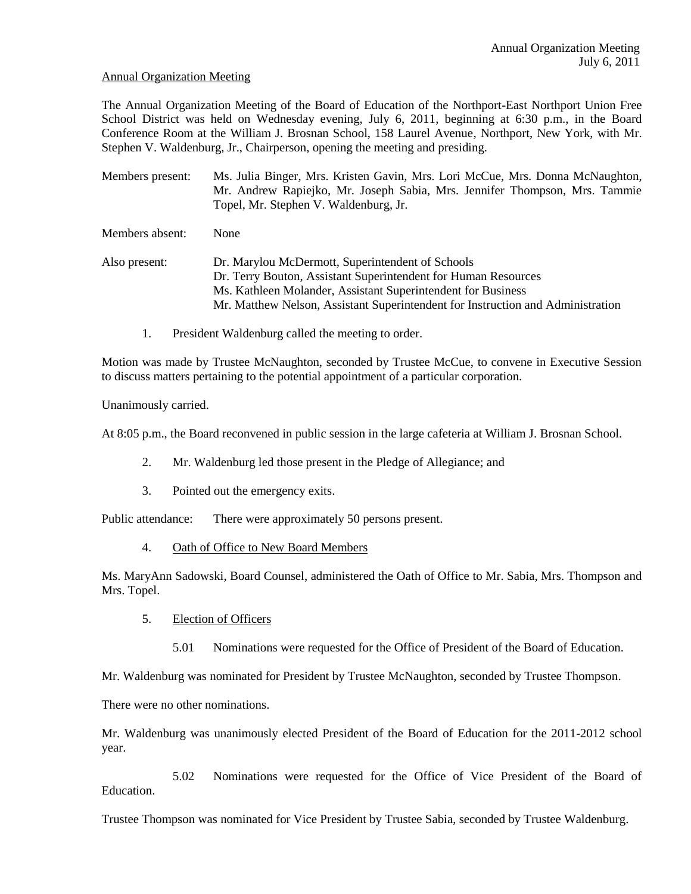Annual Organization Meeting
July 6, 2011

Annual Organization Meeting

The Annual Organization Meeting of the Board of Education of the Northport-East Northport Union Free School District was held on Wednesday evening, July 6, 2011, beginning at 6:30 p.m., in the Board Conference Room at the William J. Brosnan School, 158 Laurel Avenue, Northport, New York, with Mr. Stephen V. Waldenburg, Jr., Chairperson, opening the meeting and presiding.

Members present: Ms. Julia Binger, Mrs. Kristen Gavin, Mrs. Lori McCue, Mrs. Donna McNaughton, Mr. Andrew Rapiejko, Mr. Joseph Sabia, Mrs. Jennifer Thompson, Mrs. Tammie Topel, Mr. Stephen V. Waldenburg, Jr.

Members absent: None

Also present: Dr. Marylou McDermott, Superintendent of Schools
Dr. Terry Bouton, Assistant Superintendent for Human Resources
Ms. Kathleen Molander, Assistant Superintendent for Business
Mr. Matthew Nelson, Assistant Superintendent for Instruction and Administration

1. President Waldenburg called the meeting to order.

Motion was made by Trustee McNaughton, seconded by Trustee McCue, to convene in Executive Session to discuss matters pertaining to the potential appointment of a particular corporation.

Unanimously carried.

At 8:05 p.m., the Board reconvened in public session in the large cafeteria at William J. Brosnan School.

2. Mr. Waldenburg led those present in the Pledge of Allegiance; and

3. Pointed out the emergency exits.

Public attendance: There were approximately 50 persons present.

4. Oath of Office to New Board Members

Ms. MaryAnn Sadowski, Board Counsel, administered the Oath of Office to Mr. Sabia, Mrs. Thompson and Mrs. Topel.

5. Election of Officers

5.01 Nominations were requested for the Office of President of the Board of Education.

Mr. Waldenburg was nominated for President by Trustee McNaughton, seconded by Trustee Thompson.

There were no other nominations.

Mr. Waldenburg was unanimously elected President of the Board of Education for the 2011-2012 school year.

5.02 Nominations were requested for the Office of Vice President of the Board of Education.

Trustee Thompson was nominated for Vice President by Trustee Sabia, seconded by Trustee Waldenburg.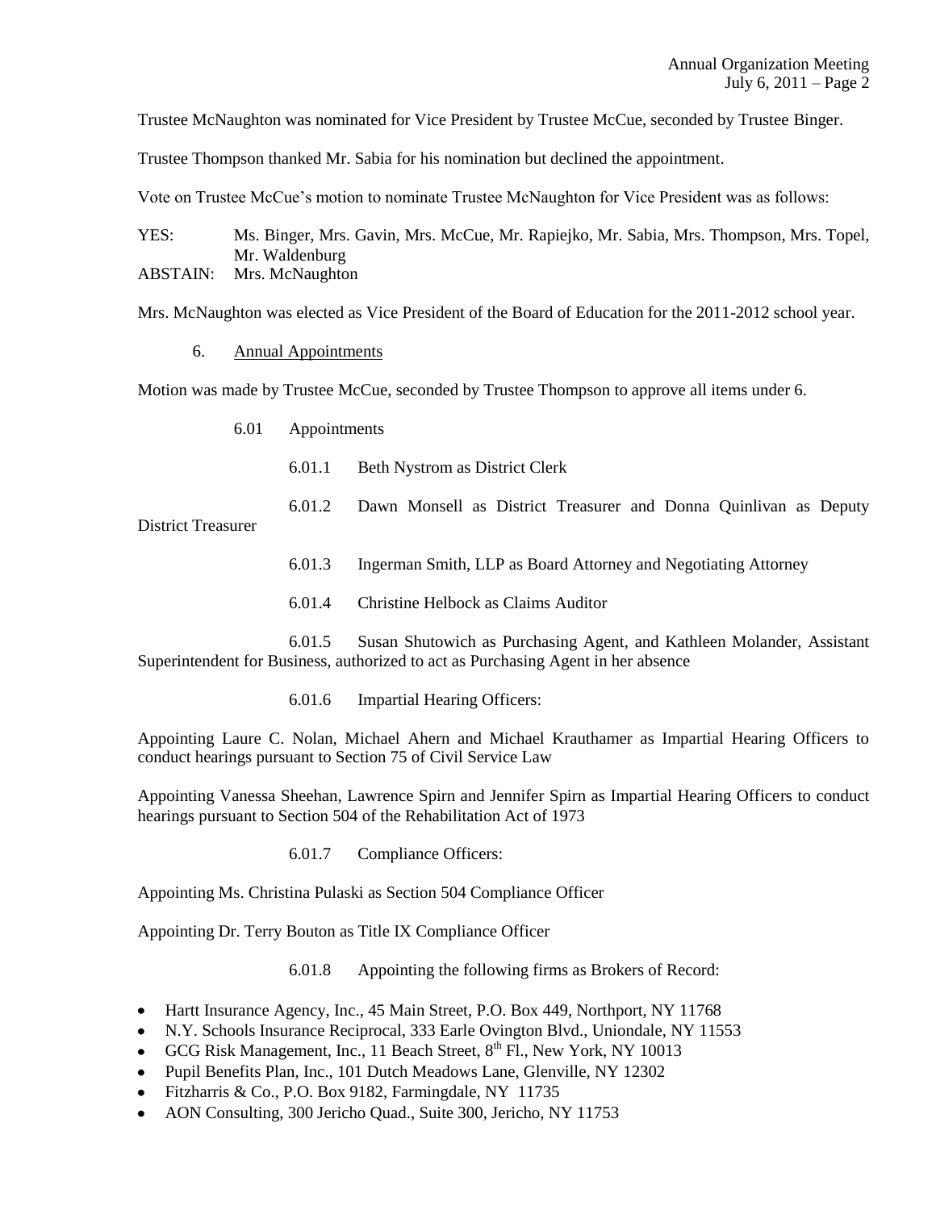Trustee McNaughton was nominated for Vice President by Trustee McCue, seconded by Trustee Binger.

Trustee Thompson thanked Mr. Sabia for his nomination but declined the appointment.

Vote on Trustee McCue's motion to nominate Trustee McNaughton for Vice President was as follows:

YES: Ms. Binger, Mrs. Gavin, Mrs. McCue, Mr. Rapiejko, Mr. Sabia, Mrs. Thompson, Mrs. Topel, Mr. Waldenburg
ABSTAIN: Mrs. McNaughton

Mrs. McNaughton was elected as Vice President of the Board of Education for the 2011-2012 school year.

6. Annual Appointments

Motion was made by Trustee McCue, seconded by Trustee Thompson to approve all items under 6.

6.01 Appointments

6.01.1 Beth Nystrom as District Clerk

6.01.2 Dawn Monsell as District Treasurer and Donna Quinlivan as Deputy District Treasurer

6.01.3 Ingerman Smith, LLP as Board Attorney and Negotiating Attorney

6.01.4 Christine Helbock as Claims Auditor

6.01.5 Susan Shutowich as Purchasing Agent, and Kathleen Molander, Assistant Superintendent for Business, authorized to act as Purchasing Agent in her absence

6.01.6 Impartial Hearing Officers:

Appointing Laure C. Nolan, Michael Ahern and Michael Krauthamer as Impartial Hearing Officers to conduct hearings pursuant to Section 75 of Civil Service Law

Appointing Vanessa Sheehan, Lawrence Spirn and Jennifer Spirn as Impartial Hearing Officers to conduct hearings pursuant to Section 504 of the Rehabilitation Act of 1973

6.01.7 Compliance Officers:

Appointing Ms. Christina Pulaski as Section 504 Compliance Officer

Appointing Dr. Terry Bouton as Title IX Compliance Officer

6.01.8 Appointing the following firms as Brokers of Record:

- Hartt Insurance Agency, Inc., 45 Main Street, P.O. Box 449, Northport, NY 11768
- N.Y. Schools Insurance Reciprocal, 333 Earle Ovington Blvd., Uniondale, NY 11553
- GCG Risk Management, Inc., 11 Beach Street, 8th Fl., New York, NY 10013
- Pupil Benefits Plan, Inc., 101 Dutch Meadows Lane, Glenville, NY 12302
- Fitzharris & Co., P.O. Box 9182, Farmingdale, NY 11735
- AON Consulting, 300 Jericho Quad., Suite 300, Jericho, NY 11753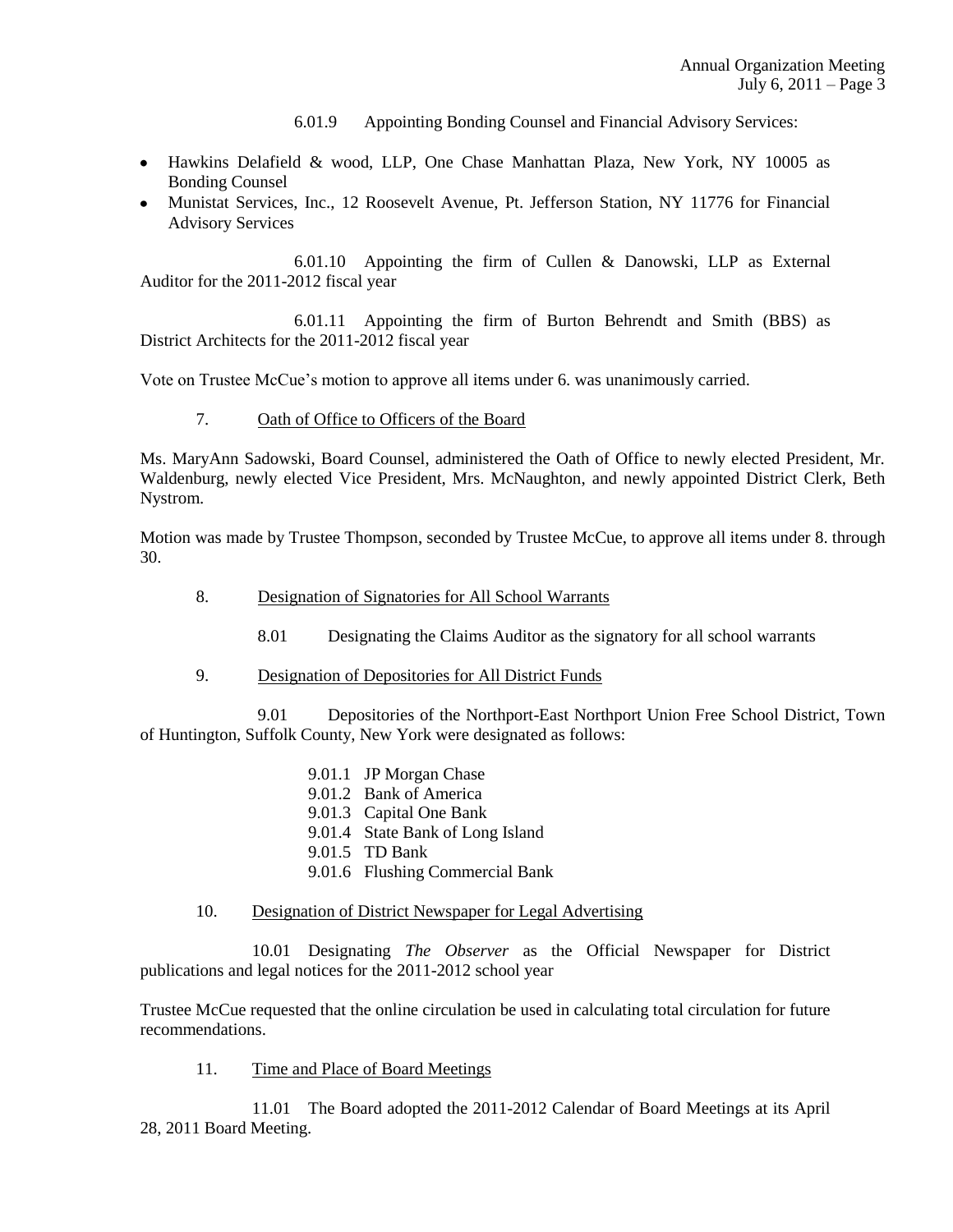6.01.9 Appointing Bonding Counsel and Financial Advisory Services:

- Hawkins Delafield & wood, LLP, One Chase Manhattan Plaza, New York, NY 10005 as Bonding Counsel
- Munistat Services, Inc., 12 Roosevelt Avenue, Pt. Jefferson Station, NY 11776 for Financial Advisory Services

6.01.10 Appointing the firm of Cullen & Danowski, LLP as External Auditor for the 2011-2012 fiscal year

6.01.11 Appointing the firm of Burton Behrendt and Smith (BBS) as District Architects for the 2011-2012 fiscal year

Vote on Trustee McCue's motion to approve all items under 6. was unanimously carried.

7. Oath of Office to Officers of the Board

Ms. MaryAnn Sadowski, Board Counsel, administered the Oath of Office to newly elected President, Mr. Waldenburg, newly elected Vice President, Mrs. McNaughton, and newly appointed District Clerk, Beth Nystrom.

Motion was made by Trustee Thompson, seconded by Trustee McCue, to approve all items under 8. through 30.

8. Designation of Signatories for All School Warrants

8.01 Designating the Claims Auditor as the signatory for all school warrants

9. Designation of Depositories for All District Funds

9.01 Depositories of the Northport-East Northport Union Free School District, Town of Huntington, Suffolk County, New York were designated as follows:

9.01.1 JP Morgan Chase
9.01.2 Bank of America
9.01.3 Capital One Bank
9.01.4 State Bank of Long Island
9.01.5 TD Bank
9.01.6 Flushing Commercial Bank

10. Designation of District Newspaper for Legal Advertising

10.01 Designating *The Observer* as the Official Newspaper for District publications and legal notices for the 2011-2012 school year

Trustee McCue requested that the online circulation be used in calculating total circulation for future recommendations.

11. Time and Place of Board Meetings

11.01 The Board adopted the 2011-2012 Calendar of Board Meetings at its April 28, 2011 Board Meeting.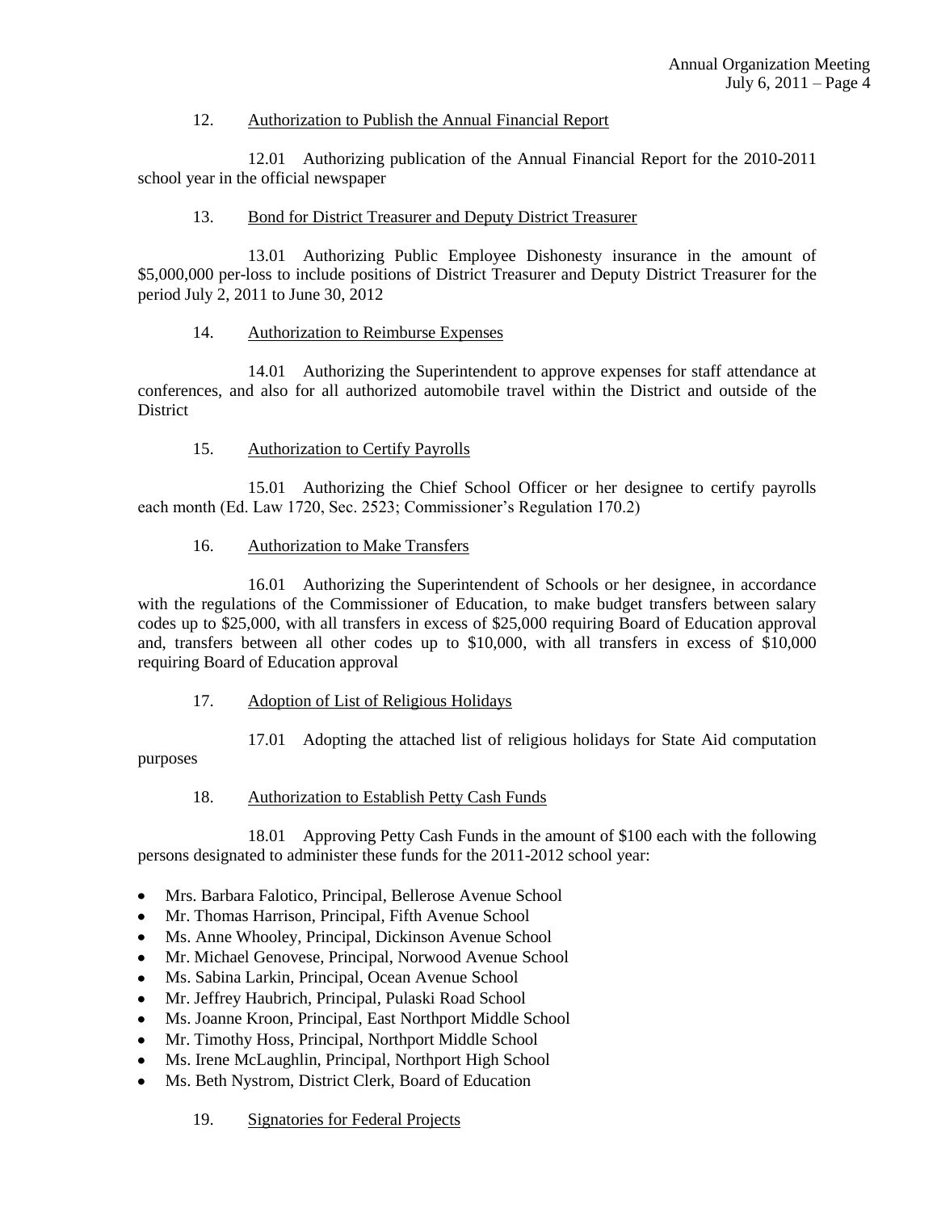12. Authorization to Publish the Annual Financial Report

12.01 Authorizing publication of the Annual Financial Report for the 2010-2011 school year in the official newspaper

13. Bond for District Treasurer and Deputy District Treasurer

13.01 Authorizing Public Employee Dishonesty insurance in the amount of $5,000,000 per-loss to include positions of District Treasurer and Deputy District Treasurer for the period July 2, 2011 to June 30, 2012

14. Authorization to Reimburse Expenses

14.01 Authorizing the Superintendent to approve expenses for staff attendance at conferences, and also for all authorized automobile travel within the District and outside of the District

15. Authorization to Certify Payrolls

15.01 Authorizing the Chief School Officer or her designee to certify payrolls each month (Ed. Law 1720, Sec. 2523; Commissioner's Regulation 170.2)

16. Authorization to Make Transfers

16.01 Authorizing the Superintendent of Schools or her designee, in accordance with the regulations of the Commissioner of Education, to make budget transfers between salary codes up to $25,000, with all transfers in excess of $25,000 requiring Board of Education approval and, transfers between all other codes up to $10,000, with all transfers in excess of $10,000 requiring Board of Education approval

17. Adoption of List of Religious Holidays

17.01 Adopting the attached list of religious holidays for State Aid computation purposes

18. Authorization to Establish Petty Cash Funds

18.01 Approving Petty Cash Funds in the amount of $100 each with the following persons designated to administer these funds for the 2011-2012 school year:

- Mrs. Barbara Falotico, Principal, Bellerose Avenue School
- Mr. Thomas Harrison, Principal, Fifth Avenue School
- Ms. Anne Whooley, Principal, Dickinson Avenue School
- Mr. Michael Genovese, Principal, Norwood Avenue School
- Ms. Sabina Larkin, Principal, Ocean Avenue School
- Mr. Jeffrey Haubrich, Principal, Pulaski Road School
- Ms. Joanne Kroon, Principal, East Northport Middle School
- Mr. Timothy Hoss, Principal, Northport Middle School
- Ms. Irene McLaughlin, Principal, Northport High School
- Ms. Beth Nystrom, District Clerk, Board of Education

19. Signatories for Federal Projects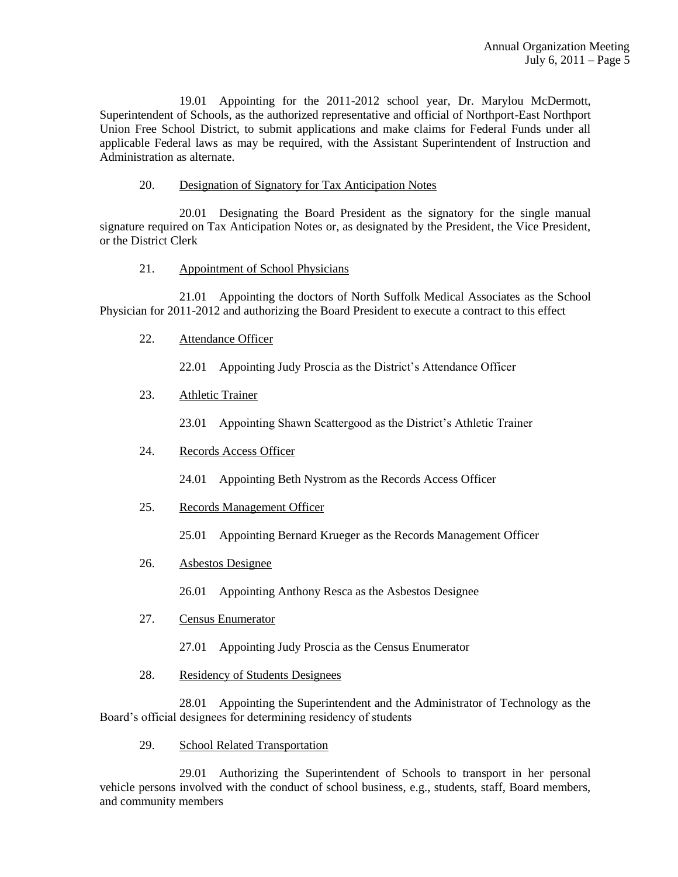19.01 Appointing for the 2011-2012 school year, Dr. Marylou McDermott, Superintendent of Schools, as the authorized representative and official of Northport-East Northport Union Free School District, to submit applications and make claims for Federal Funds under all applicable Federal laws as may be required, with the Assistant Superintendent of Instruction and Administration as alternate.

20. Designation of Signatory for Tax Anticipation Notes

20.01 Designating the Board President as the signatory for the single manual signature required on Tax Anticipation Notes or, as designated by the President, the Vice President, or the District Clerk

21. Appointment of School Physicians

21.01 Appointing the doctors of North Suffolk Medical Associates as the School Physician for 2011-2012 and authorizing the Board President to execute a contract to this effect

22. Attendance Officer

22.01 Appointing Judy Proscia as the District's Attendance Officer

23. Athletic Trainer

23.01 Appointing Shawn Scattergood as the District's Athletic Trainer

24. Records Access Officer

24.01 Appointing Beth Nystrom as the Records Access Officer

25. Records Management Officer

25.01 Appointing Bernard Krueger as the Records Management Officer

26. Asbestos Designee

26.01 Appointing Anthony Resca as the Asbestos Designee

27. Census Enumerator

27.01 Appointing Judy Proscia as the Census Enumerator

28. Residency of Students Designees

28.01 Appointing the Superintendent and the Administrator of Technology as the Board's official designees for determining residency of students

29. School Related Transportation

29.01 Authorizing the Superintendent of Schools to transport in her personal vehicle persons involved with the conduct of school business, e.g., students, staff, Board members, and community members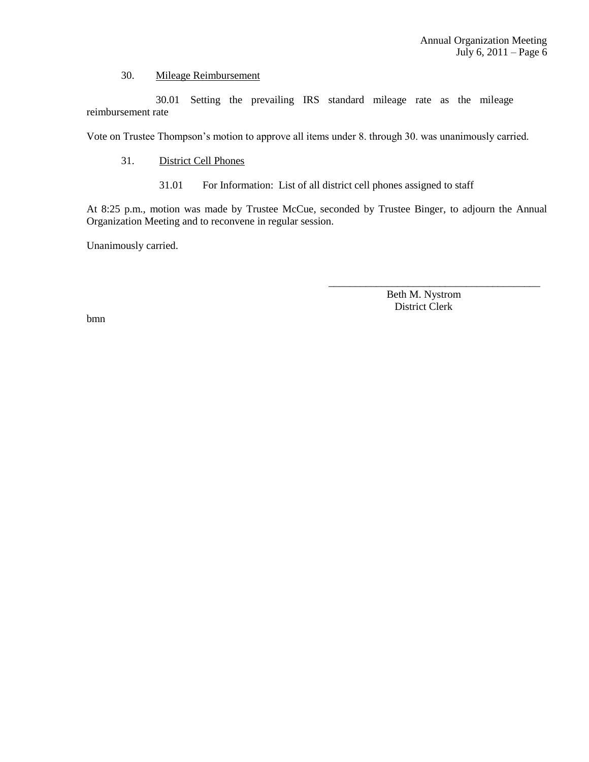30. Mileage Reimbursement

30.01 Setting the prevailing IRS standard mileage rate as the mileage reimbursement rate

Vote on Trustee Thompson's motion to approve all items under 8. through 30. was unanimously carried.

31. District Cell Phones

31.01 For Information: List of all district cell phones assigned to staff

At 8:25 p.m., motion was made by Trustee McCue, seconded by Trustee Binger, to adjourn the Annual Organization Meeting and to reconvene in regular session.

Unanimously carried.

\_\_\_\_\_\_\_\_\_\_\_\_\_\_\_\_\_\_\_\_\_\_\_\_\_\_\_\_\_\_\_\_\_\_\_\_\_\_\_\_

Beth M. Nystrom
District Clerk

bmn